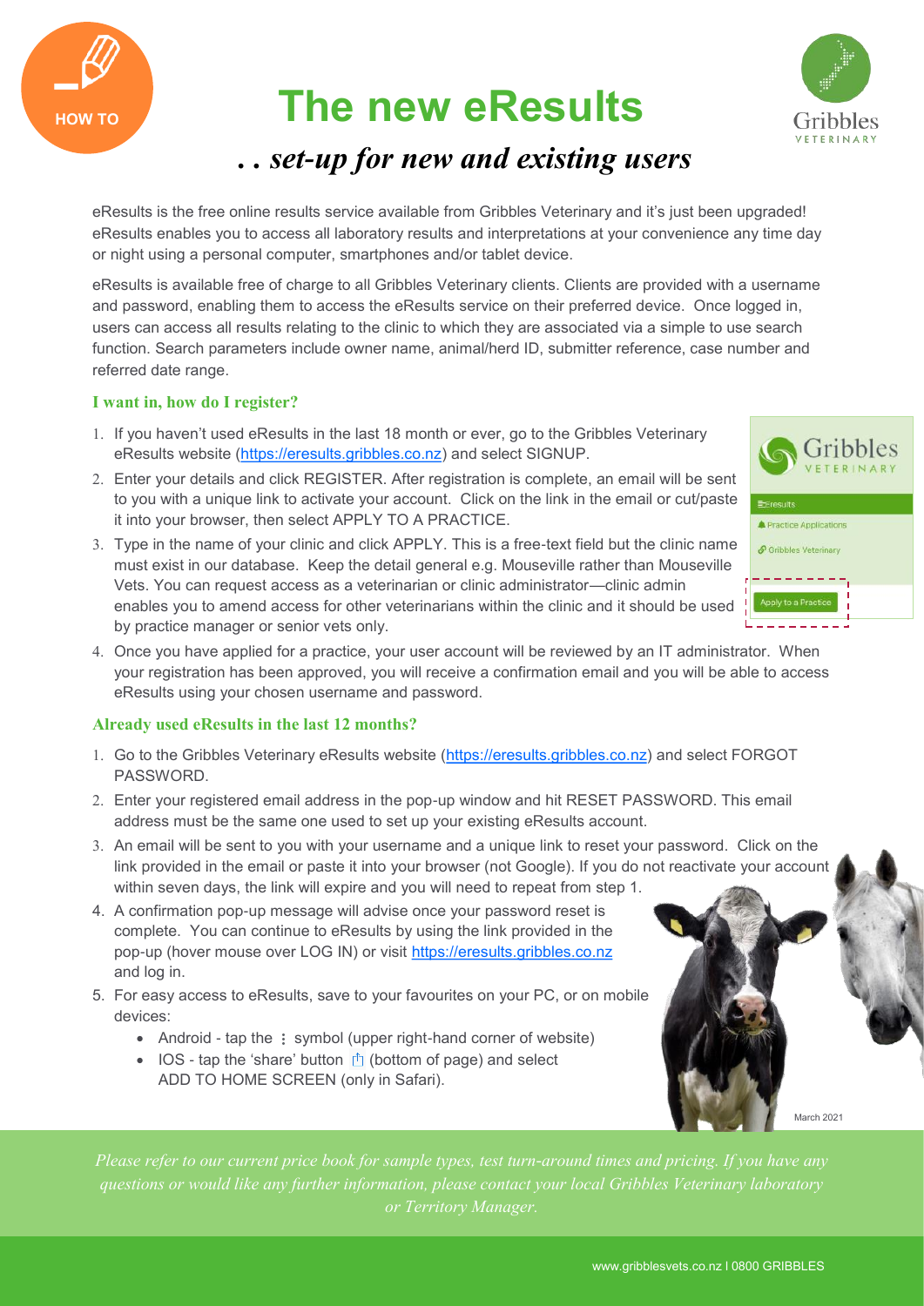HOW TO

# The new eResults

## . . set-up for new and existing users

eResults is the free online results service available from Gribbles Veterinary and it's just been upgraded! eResults enables you to access all laboratory results and interpretations at your convenience any time day or night using a personal computer, smartphones and/or tablet device.

eResults is available free of charge to all Gribbles Veterinary clients. Clients are provided with a username and password, enabling them to access the eResults service on their preferred device. Once logged in, users can access all results relating to the clinic to which they are associated via a simple to use search function. Search parameters include owner name, animal/herd ID, submitter reference, case number and referred date range.

### I want in, how do I register?

1. If you haven't used eResults in the last 18 month or ever, go to the Gribbles Veterinary eResults website (https://eresults.gribbles.co.nz) and select SIGNUP.
2. Enter your details and click REGISTER. After registration is complete, an email will be sent to you with a unique link to activate your account. Click on the link in the email or cut/paste it into your browser, then select APPLY TO A PRACTICE.
3. Type in the name of your clinic and click APPLY. This is a free-text field but the clinic name must exist in our database. Keep the detail general e.g. Mouseville rather than Mouseville Vets. You can request access as a veterinarian or clinic administrator—clinic admin enables you to amend access for other veterinarians within the clinic and it should be used by practice manager or senior vets only.
4. Once you have applied for a practice, your user account will be reviewed by an IT administrator. When your registration has been approved, you will receive a confirmation email and you will be able to access eResults using your chosen username and password.

### Already used eResults in the last 12 months?

1. Go to the Gribbles Veterinary eResults website (https://eresults.gribbles.co.nz) and select FORGOT PASSWORD.
2. Enter your registered email address in the pop-up window and hit RESET PASSWORD. This email address must be the same one used to set up your existing eResults account.
3. An email will be sent to you with your username and a unique link to reset your password. Click on the link provided in the email or paste it into your browser (not Google). If you do not reactivate your account within seven days, the link will expire and you will need to repeat from step 1.
4. A confirmation pop-up message will advise once your password reset is complete. You can continue to eResults by using the link provided in the pop-up (hover mouse over LOG IN) or visit https://eresults.gribbles.co.nz and log in.
5. For easy access to eResults, save to your favourites on your PC, or on mobile devices:
   - Android - tap the ⋮ symbol (upper right-hand corner of website)
   - IOS - tap the 'share' button (bottom of page) and select ADD TO HOME SCREEN (only in Safari).

March 2021

*Please refer to our current price book for sample types, test turn-around times and pricing. If you have any questions or would like any further information, please contact your local Gribbles Veterinary laboratory or Territory Manager.*

www.gribblesvets.co.nz I 0800 GRIBBLES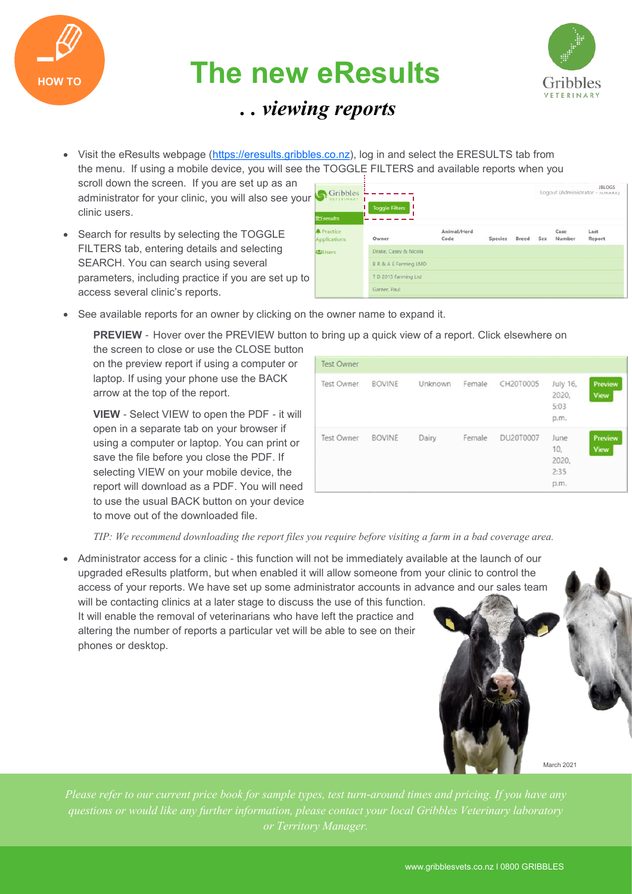HOW TO

# The new eResults

## . . *viewing reports*

- Visit the eResults webpage (https://eresults.gribbles.co.nz), log in and select the ERESULTS tab from the menu. If using a mobile device, you will see the TOGGLE FILTERS and available reports when you scroll down the screen. If you are set up as an administrator for your clinic, you will also see your clinic users.

- Search for results by selecting the TOGGLE FILTERS tab, entering details and selecting SEARCH. You can search using several parameters, including practice if you are set up to access several clinic's reports.

- See available reports for an owner by clicking on the owner name to expand it.

  **PREVIEW** - Hover over the PREVIEW button to bring up a quick view of a report. Click elsewhere on the screen to close or use the CLOSE button on the preview report if using a computer or laptop. If using your phone use the BACK arrow at the top of the report.

  **VIEW** - Select VIEW to open the PDF - it will open in a separate tab on your browser if using a computer or laptop. You can print or save the file before you close the PDF. If selecting VIEW on your mobile device, the report will download as a PDF. You will need to use the usual BACK button on your device to move out of the downloaded file.

*TIP: We recommend downloading the report files you require before visiting a farm in a bad coverage area.*

- Administrator access for a clinic - this function will not be immediately available at the launch of our upgraded eResults platform, but when enabled it will allow someone from your clinic to control the access of your reports. We have set up some administrator accounts in advance and our sales team will be contacting clinics at a later stage to discuss the use of this function. It will enable the removal of veterinarians who have left the practice and altering the number of reports a particular vet will be able to see on their phones or desktop.

March 2021

*Please refer to our current price book for sample types, test turn-around times and pricing. If you have any questions or would like any further information, please contact your local Gribbles Veterinary laboratory or Territory Manager.*

www.gribblesvets.co.nz I 0800 GRIBBLES